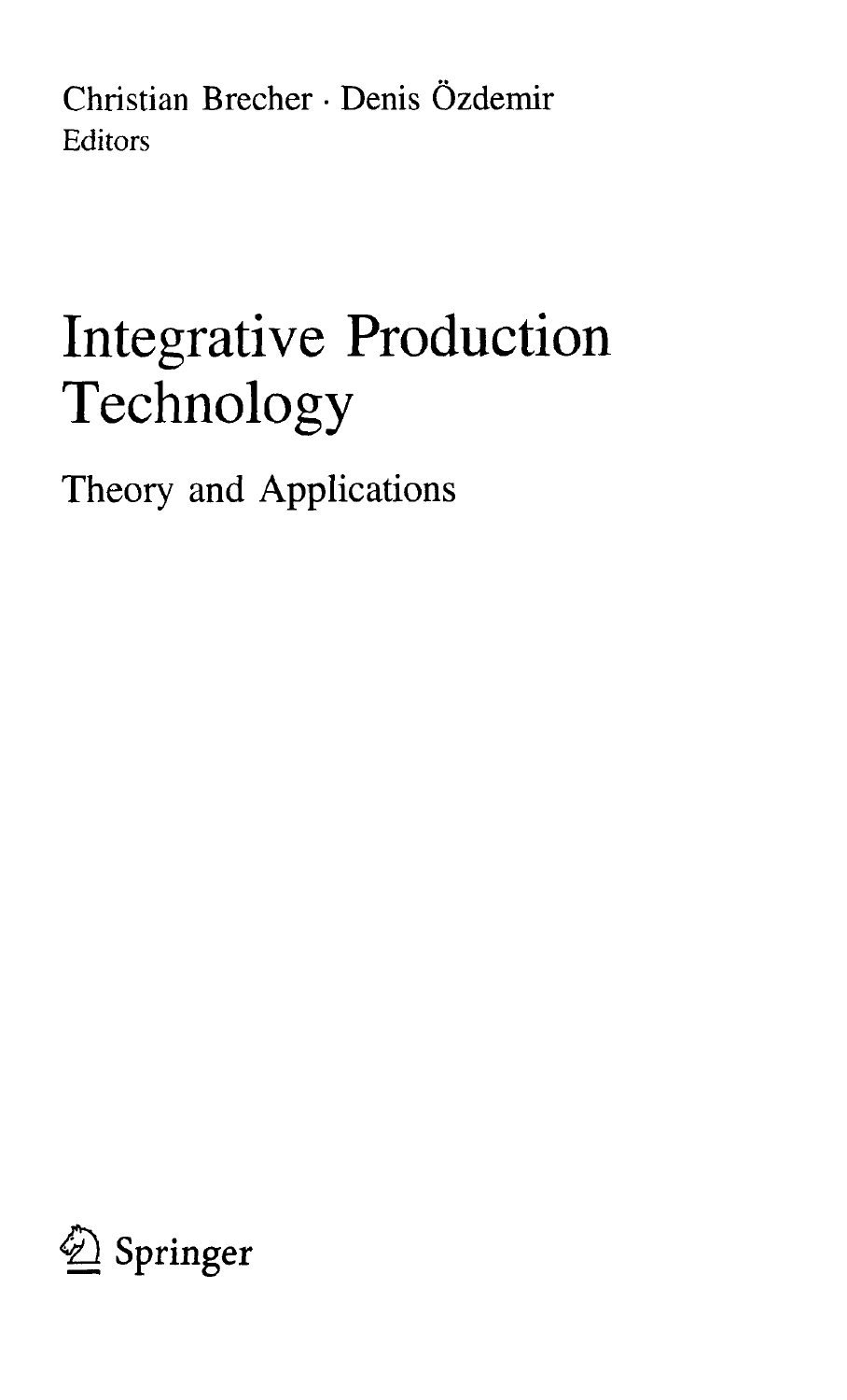Christian Brecher · Denis Özdemir
Editors

# Integrative Production Technology

## Theory and Applications

Springer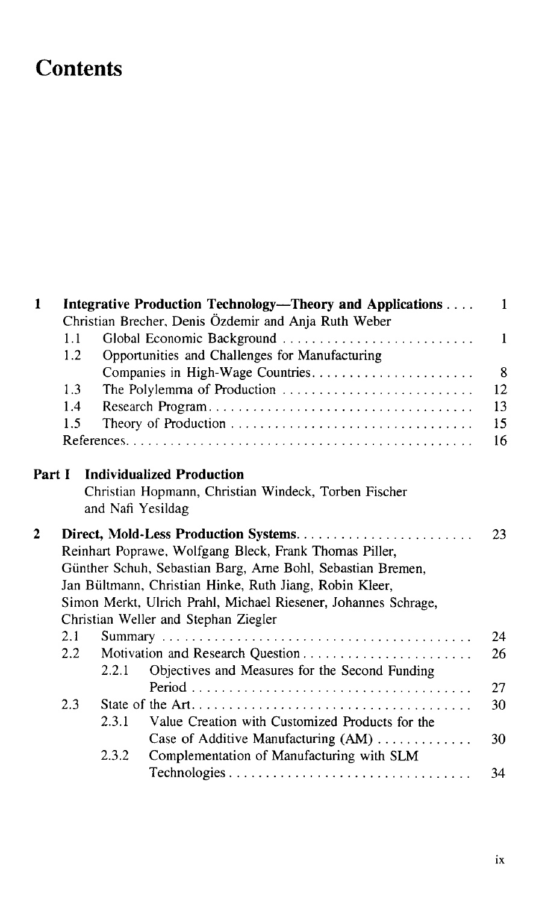# Contents

1 **Integrative Production Technology—Theory and Applications** .... 1
Christian Brecher, Denis Özdemir and Anja Ruth Weber

- 1.1 Global Economic Background .......................... 1
- 1.2 Opportunities and Challenges for Manufacturing Companies in High-Wage Countries...................... 8
- 1.3 The Polylemma of Production .......................... 12
- 1.4 Research Program.................................... 13
- 1.5 Theory of Production ................................. 15
- References............................................... 16

**Part I Individualized Production**
Christian Hopmann, Christian Windeck, Torben Fischer and Nafi Yesildag

2 **Direct, Mold-Less Production Systems**........................ 23
Reinhart Poprawe, Wolfgang Bleck, Frank Thomas Piller, Günther Schuh, Sebastian Barg, Arne Bohl, Sebastian Bremen, Jan Bültmann, Christian Hinke, Ruth Jiang, Robin Kleer, Simon Merkt, Ulrich Prahl, Michael Riesener, Johannes Schrage, Christian Weller and Stephan Ziegler

- 2.1 Summary ......................................... 24
- 2.2 Motivation and Research Question ........................ 26
  - 2.2.1 Objectives and Measures for the Second Funding Period ...................................... 27
- 2.3 State of the Art...................................... 30
  - 2.3.1 Value Creation with Customized Products for the Case of Additive Manufacturing (AM) ............. 30
  - 2.3.2 Complementation of Manufacturing with SLM Technologies................................. 34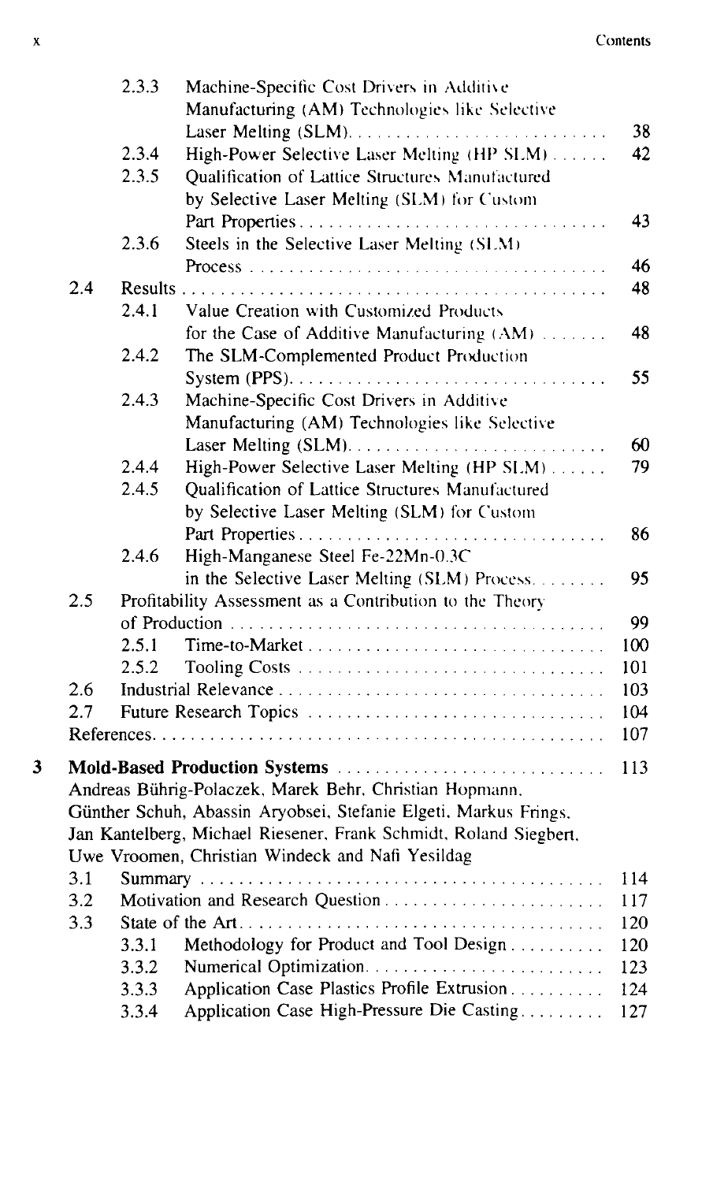| | | | |
|---|---|---|---|
| | 2.3.3 | Machine-Specific Cost Drivers in Additive Manufacturing (AM) Technologies like Selective Laser Melting (SLM) | 38 |
| | 2.3.4 | High-Power Selective Laser Melting (HP SLM) | 42 |
| | 2.3.5 | Qualification of Lattice Structures Manufactured by Selective Laser Melting (SLM) for Custom Part Properties | 43 |
| | 2.3.6 | Steels in the Selective Laser Melting (SLM) Process | 46 |
| 2.4 | | Results | 48 |
| | 2.4.1 | Value Creation with Customized Products for the Case of Additive Manufacturing (AM) | 48 |
| | 2.4.2 | The SLM-Complemented Product Production System (PPS) | 55 |
| | 2.4.3 | Machine-Specific Cost Drivers in Additive Manufacturing (AM) Technologies like Selective Laser Melting (SLM) | 60 |
| | 2.4.4 | High-Power Selective Laser Melting (HP SLM) | 79 |
| | 2.4.5 | Qualification of Lattice Structures Manufactured by Selective Laser Melting (SLM) for Custom Part Properties | 86 |
| | 2.4.6 | High-Manganese Steel Fe-22Mn-0.3C in the Selective Laser Melting (SLM) Process | 95 |
| 2.5 | | Profitability Assessment as a Contribution to the Theory of Production | 99 |
| | 2.5.1 | Time-to-Market | 100 |
| | 2.5.2 | Tooling Costs | 101 |
| 2.6 | | Industrial Relevance | 103 |
| 2.7 | | Future Research Topics | 104 |
| References | | | 107 |

**3 Mold-Based Production Systems** ... 113

Andreas Bührig-Polaczek, Marek Behr, Christian Hopmann, Günther Schuh, Abassin Aryobsei, Stefanie Elgeti, Markus Frings, Jan Kantelberg, Michael Riesener, Frank Schmidt, Roland Siegbert, Uwe Vroomen, Christian Windeck and Nafi Yesildag

| | | | |
|---|---|---|---|
| 3.1 | | Summary | 114 |
| 3.2 | | Motivation and Research Question | 117 |
| 3.3 | | State of the Art | 120 |
| | 3.3.1 | Methodology for Product and Tool Design | 120 |
| | 3.3.2 | Numerical Optimization | 123 |
| | 3.3.3 | Application Case Plastics Profile Extrusion | 124 |
| | 3.3.4 | Application Case High-Pressure Die Casting | 127 |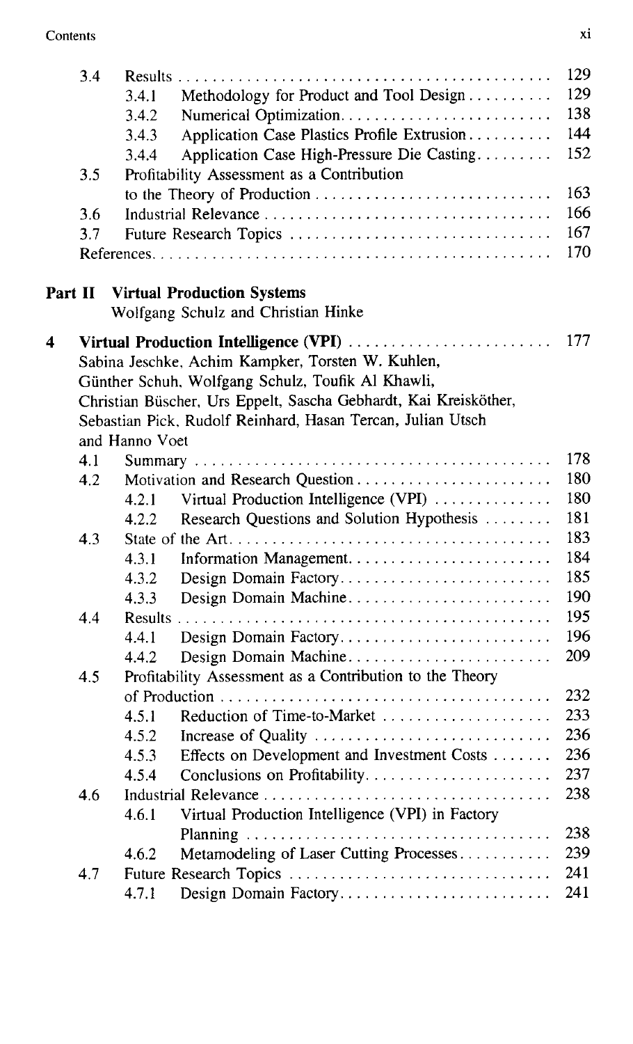| | | | |
|---|---|---|---|
| 3.4 | Results | | 129 |
| | 3.4.1 | Methodology for Product and Tool Design | 129 |
| | 3.4.2 | Numerical Optimization | 138 |
| | 3.4.3 | Application Case Plastics Profile Extrusion | 144 |
| | 3.4.4 | Application Case High-Pressure Die Casting | 152 |
| 3.5 | Profitability Assessment as a Contribution to the Theory of Production | | 163 |
| 3.6 | Industrial Relevance | | 166 |
| 3.7 | Future Research Topics | | 167 |
| | References | | 170 |

**Part II Virtual Production Systems**
Wolfgang Schulz and Christian Hinke

**4 Virtual Production Intelligence (VPI)** ... 177
Sabina Jeschke, Achim Kampker, Torsten W. Kuhlen, Günther Schuh, Wolfgang Schulz, Toufik Al Khawli, Christian Büscher, Urs Eppelt, Sascha Gebhardt, Kai Kreisköther, Sebastian Pick, Rudolf Reinhard, Hasan Tercan, Julian Utsch and Hanno Voet

| | | | |
|---|---|---|---|
| 4.1 | Summary | | 178 |
| 4.2 | Motivation and Research Question | | 180 |
| | 4.2.1 | Virtual Production Intelligence (VPI) | 180 |
| | 4.2.2 | Research Questions and Solution Hypothesis | 181 |
| 4.3 | State of the Art | | 183 |
| | 4.3.1 | Information Management | 184 |
| | 4.3.2 | Design Domain Factory | 185 |
| | 4.3.3 | Design Domain Machine | 190 |
| 4.4 | Results | | 195 |
| | 4.4.1 | Design Domain Factory | 196 |
| | 4.4.2 | Design Domain Machine | 209 |
| 4.5 | Profitability Assessment as a Contribution to the Theory of Production | | 232 |
| | 4.5.1 | Reduction of Time-to-Market | 233 |
| | 4.5.2 | Increase of Quality | 236 |
| | 4.5.3 | Effects on Development and Investment Costs | 236 |
| | 4.5.4 | Conclusions on Profitability | 237 |
| 4.6 | Industrial Relevance | | 238 |
| | 4.6.1 | Virtual Production Intelligence (VPI) in Factory Planning | 238 |
| | 4.6.2 | Metamodeling of Laser Cutting Processes | 239 |
| 4.7 | Future Research Topics | | 241 |
| | 4.7.1 | Design Domain Factory | 241 |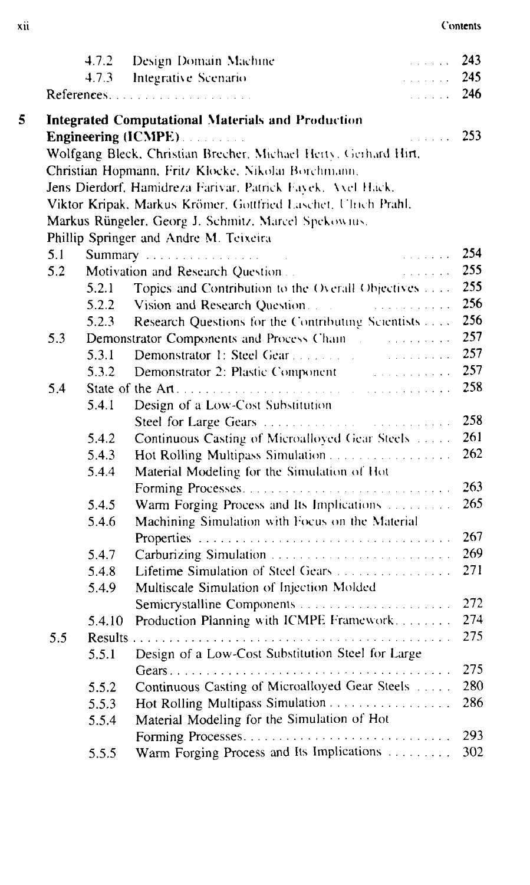4.7.2 Design Domain Machine ...... 243

4.7.3 Integrative Scenario ...... 245

References ...... 246

**5 Integrated Computational Materials and Production Engineering (ICMPE)** ...... 253

Wolfgang Bleck, Christian Brecher, Michael Herty, Gerhard Hirt, Christian Hopmann, Fritz Klocke, Nikolai Borchmann, Jens Dierdorf, Hamidreza Farivar, Patrick Fayek, Axel Häck, Viktor Kripak, Markus Krömer, Gottfried Laschet, Ulrich Prahl, Markus Rüngeler, Georg J. Schmitz, Marcel Spekowius, Phillip Springer and Andre M. Teixeira

5.1 Summary ...... 254

5.2 Motivation and Research Question ...... 255

5.2.1 Topics and Contribution to the Overall Objectives ...... 255

5.2.2 Vision and Research Question ...... 256

5.2.3 Research Questions for the Contributing Scientists ...... 256

5.3 Demonstrator Components and Process Chain ...... 257

5.3.1 Demonstrator 1: Steel Gear ...... 257

5.3.2 Demonstrator 2: Plastic Component ...... 257

5.4 State of the Art ...... 258

5.4.1 Design of a Low-Cost Substitution Steel for Large Gears ...... 258

5.4.2 Continuous Casting of Microalloyed Gear Steels ...... 261

5.4.3 Hot Rolling Multipass Simulation ...... 262

5.4.4 Material Modeling for the Simulation of Hot Forming Processes ...... 263

5.4.5 Warm Forging Process and Its Implications ...... 265

5.4.6 Machining Simulation with Focus on the Material Properties ...... 267

5.4.7 Carburizing Simulation ...... 269

5.4.8 Lifetime Simulation of Steel Gears ...... 271

5.4.9 Multiscale Simulation of Injection Molded Semicrystalline Components ...... 272

5.4.10 Production Planning with ICMPE Framework ...... 274

5.5 Results ...... 275

5.5.1 Design of a Low-Cost Substitution Steel for Large Gears ...... 275

5.5.2 Continuous Casting of Microalloyed Gear Steels ...... 280

5.5.3 Hot Rolling Multipass Simulation ...... 286

5.5.4 Material Modeling for the Simulation of Hot Forming Processes ...... 293

5.5.5 Warm Forging Process and Its Implications ...... 302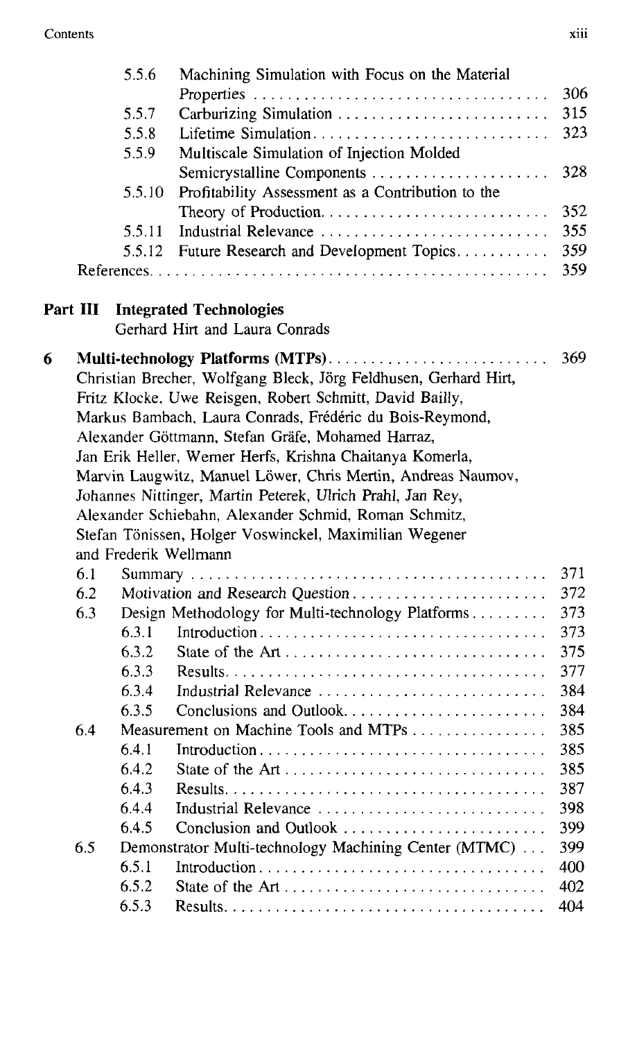5.5.6 Machining Simulation with Focus on the Material Properties . . . . . 306
5.5.7 Carburizing Simulation . . . . . 315
5.5.8 Lifetime Simulation . . . . . 323
5.5.9 Multiscale Simulation of Injection Molded Semicrystalline Components . . . . . 328
5.5.10 Profitability Assessment as a Contribution to the Theory of Production . . . . . 352
5.5.11 Industrial Relevance . . . . . 355
5.5.12 Future Research and Development Topics . . . . . 359
References . . . . . 359

**Part III Integrated Technologies**
Gerhard Hirt and Laura Conrads

**6 Multi-technology Platforms (MTPs)** . . . . . 369
Christian Brecher, Wolfgang Bleck, Jörg Feldhusen, Gerhard Hirt, Fritz Klocke, Uwe Reisgen, Robert Schmitt, David Bailly, Markus Bambach, Laura Conrads, Frédéric du Bois-Reymond, Alexander Göttmann, Stefan Gräfe, Mohamed Harraz, Jan Erik Heller, Werner Herfs, Krishna Chaitanya Komerla, Marvin Laugwitz, Manuel Löwer, Chris Mertin, Andreas Naumov, Johannes Nittinger, Martin Peterek, Ulrich Prahl, Jan Rey, Alexander Schiebahn, Alexander Schmid, Roman Schmitz, Stefan Tönissen, Holger Voswinckel, Maximilian Wegener and Frederik Wellmann

6.1 Summary . . . . . 371
6.2 Motivation and Research Question . . . . . 372
6.3 Design Methodology for Multi-technology Platforms . . . . . 373
6.3.1 Introduction . . . . . 373
6.3.2 State of the Art . . . . . 375
6.3.3 Results . . . . . 377
6.3.4 Industrial Relevance . . . . . 384
6.3.5 Conclusions and Outlook . . . . . 384
6.4 Measurement on Machine Tools and MTPs . . . . . 385
6.4.1 Introduction . . . . . 385
6.4.2 State of the Art . . . . . 385
6.4.3 Results . . . . . 387
6.4.4 Industrial Relevance . . . . . 398
6.4.5 Conclusion and Outlook . . . . . 399
6.5 Demonstrator Multi-technology Machining Center (MTMC) . . . 399
6.5.1 Introduction . . . . . 400
6.5.2 State of the Art . . . . . 402
6.5.3 Results . . . . . 404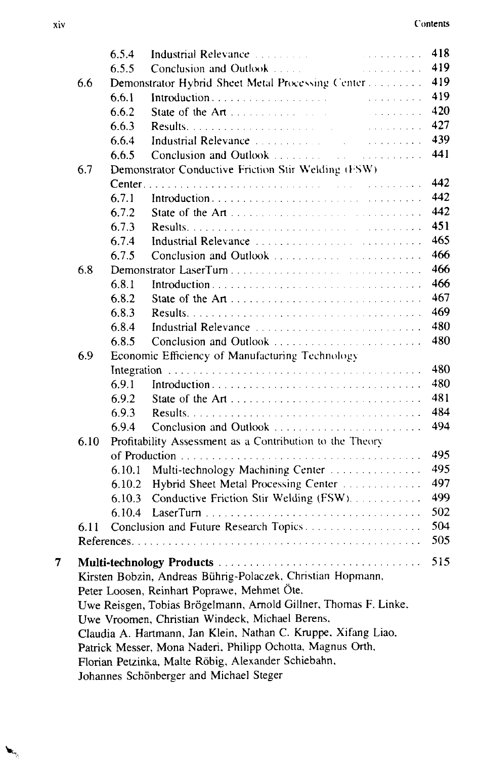6.5.4 Industrial Relevance ..... 418
6.5.5 Conclusion and Outlook ..... 419

6.6 Demonstrator Hybrid Sheet Metal Processing Center ..... 419
- 6.6.1 Introduction ..... 419
- 6.6.2 State of the Art ..... 420
- 6.6.3 Results ..... 427
- 6.6.4 Industrial Relevance ..... 439
- 6.6.5 Conclusion and Outlook ..... 441

6.7 Demonstrator Conductive Friction Stir Welding (FSW) Center ..... 442
- 6.7.1 Introduction ..... 442
- 6.7.2 State of the Art ..... 442
- 6.7.3 Results ..... 451
- 6.7.4 Industrial Relevance ..... 465
- 6.7.5 Conclusion and Outlook ..... 466

6.8 Demonstrator LaserTurn ..... 466
- 6.8.1 Introduction ..... 466
- 6.8.2 State of the Art ..... 467
- 6.8.3 Results ..... 469
- 6.8.4 Industrial Relevance ..... 480
- 6.8.5 Conclusion and Outlook ..... 480

6.9 Economic Efficiency of Manufacturing Technology Integration ..... 480
- 6.9.1 Introduction ..... 480
- 6.9.2 State of the Art ..... 481
- 6.9.3 Results ..... 484
- 6.9.4 Conclusion and Outlook ..... 494

6.10 Profitability Assessment as a Contribution to the Theory of Production ..... 495
- 6.10.1 Multi-technology Machining Center ..... 495
- 6.10.2 Hybrid Sheet Metal Processing Center ..... 497
- 6.10.3 Conductive Friction Stir Welding (FSW) ..... 499
- 6.10.4 LaserTurn ..... 502

6.11 Conclusion and Future Research Topics ..... 504

References ..... 505

**7 Multi-technology Products ..... 515**

Kirsten Bobzin, Andreas Bührig-Polaczek, Christian Hopmann, Peter Loosen, Reinhart Poprawe, Mehmet Öte, Uwe Reisgen, Tobias Brögelmann, Arnold Gillner, Thomas F. Linke, Uwe Vroomen, Christian Windeck, Michael Berens, Claudia A. Hartmann, Jan Klein, Nathan C. Kruppe, Xifang Liao, Patrick Messer, Mona Naderi, Philipp Ochotta, Magnus Orth, Florian Petzinka, Malte Röbig, Alexander Schiebahn, Johannes Schönberger and Michael Steger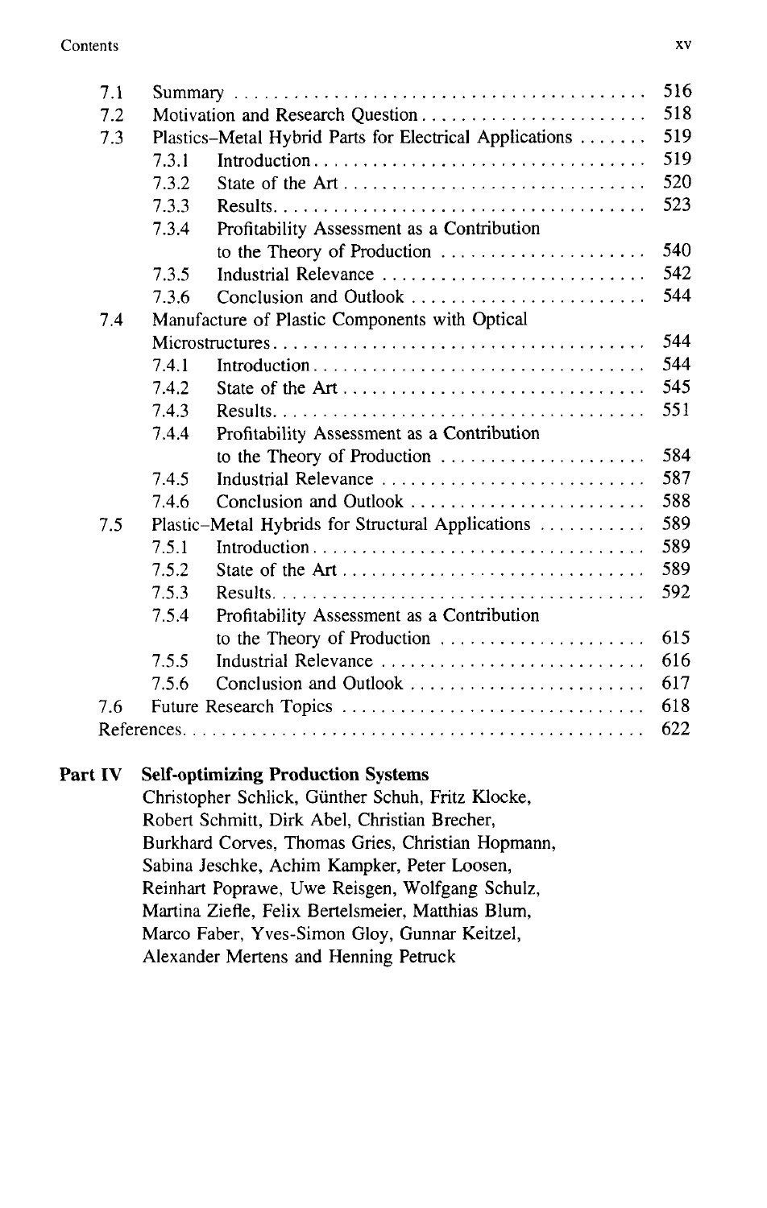| | | | |
|---|---|---|---|
| 7.1 | Summary | | 516 |
| 7.2 | Motivation and Research Question | | 518 |
| 7.3 | Plastics–Metal Hybrid Parts for Electrical Applications | | 519 |
| | 7.3.1 | Introduction | 519 |
| | 7.3.2 | State of the Art | 520 |
| | 7.3.3 | Results | 523 |
| | 7.3.4 | Profitability Assessment as a Contribution to the Theory of Production | 540 |
| | 7.3.5 | Industrial Relevance | 542 |
| | 7.3.6 | Conclusion and Outlook | 544 |
| 7.4 | Manufacture of Plastic Components with Optical Microstructures | | 544 |
| | 7.4.1 | Introduction | 544 |
| | 7.4.2 | State of the Art | 545 |
| | 7.4.3 | Results | 551 |
| | 7.4.4 | Profitability Assessment as a Contribution to the Theory of Production | 584 |
| | 7.4.5 | Industrial Relevance | 587 |
| | 7.4.6 | Conclusion and Outlook | 588 |
| 7.5 | Plastic–Metal Hybrids for Structural Applications | | 589 |
| | 7.5.1 | Introduction | 589 |
| | 7.5.2 | State of the Art | 589 |
| | 7.5.3 | Results | 592 |
| | 7.5.4 | Profitability Assessment as a Contribution to the Theory of Production | 615 |
| | 7.5.5 | Industrial Relevance | 616 |
| | 7.5.6 | Conclusion and Outlook | 617 |
| 7.6 | Future Research Topics | | 618 |
| References | | | 622 |

**Part IV Self-optimizing Production Systems**

Christopher Schlick, Günther Schuh, Fritz Klocke, Robert Schmitt, Dirk Abel, Christian Brecher, Burkhard Corves, Thomas Gries, Christian Hopmann, Sabina Jeschke, Achim Kampker, Peter Loosen, Reinhart Poprawe, Uwe Reisgen, Wolfgang Schulz, Martina Ziefle, Felix Bertelsmeier, Matthias Blum, Marco Faber, Yves-Simon Gloy, Gunnar Keitzel, Alexander Mertens and Henning Petruck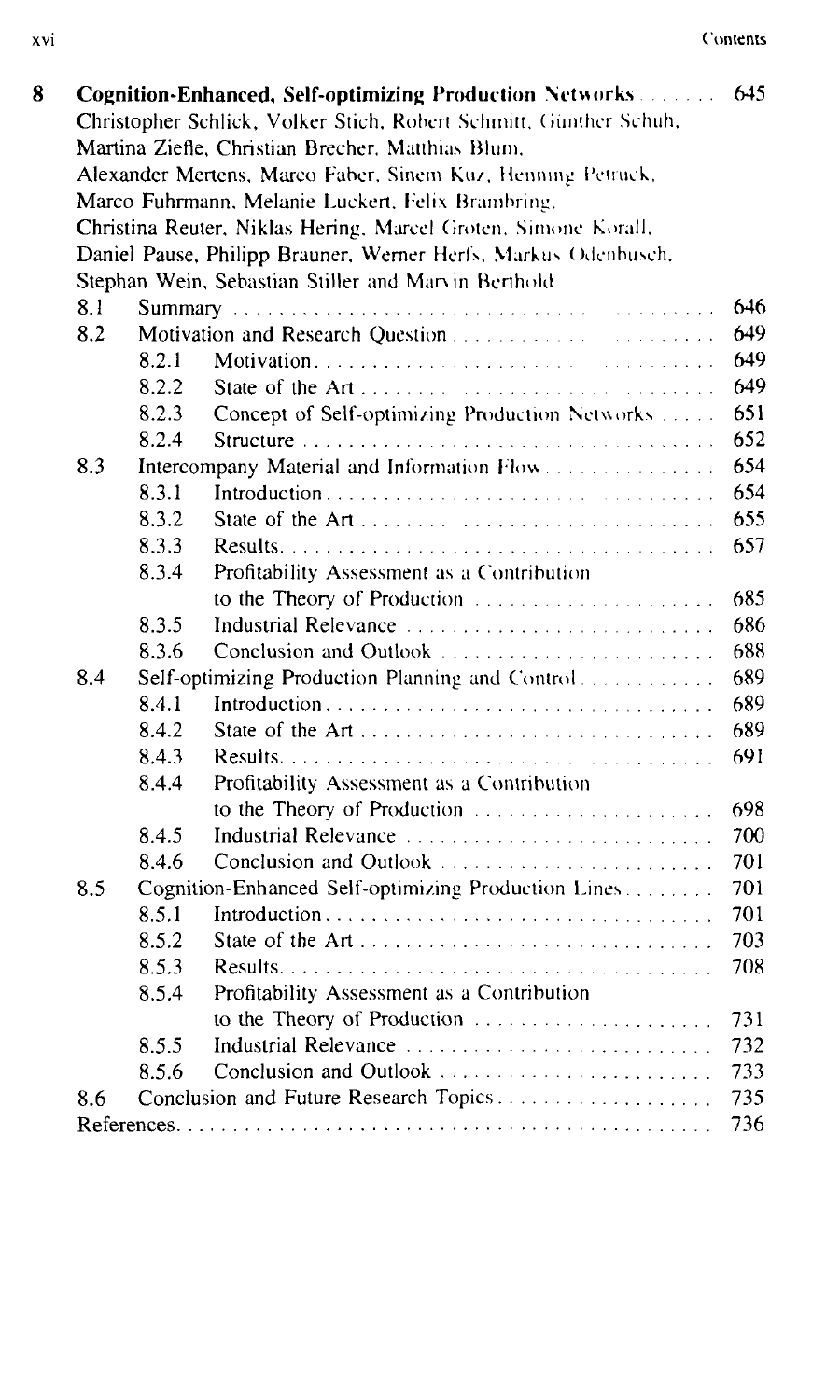| | | | |
|---|---|---|---|
| **8** | **Cognition-Enhanced, Self-optimizing Production Networks** | | 645 |
| | Christopher Schlick, Volker Stich, Robert Schmitt, Günther Schuh, Martina Ziefle, Christian Brecher, Matthias Blum, Alexander Mertens, Marco Faber, Sinem Kuz, Henning Petruck, Marco Fuhrmann, Melanie Luckert, Felix Brambring, Christina Reuter, Niklas Hering, Marcel Groten, Simone Korall, Daniel Pause, Philipp Brauner, Werner Herfs, Markus Odenbusch, Stephan Wein, Sebastian Stiller and Marvin Berthold | | |
| 8.1 | Summary | | 646 |
| 8.2 | Motivation and Research Question | | 649 |
| | 8.2.1 | Motivation | 649 |
| | 8.2.2 | State of the Art | 649 |
| | 8.2.3 | Concept of Self-optimizing Production Networks | 651 |
| | 8.2.4 | Structure | 652 |
| 8.3 | Intercompany Material and Information Flow | | 654 |
| | 8.3.1 | Introduction | 654 |
| | 8.3.2 | State of the Art | 655 |
| | 8.3.3 | Results | 657 |
| | 8.3.4 | Profitability Assessment as a Contribution to the Theory of Production | 685 |
| | 8.3.5 | Industrial Relevance | 686 |
| | 8.3.6 | Conclusion and Outlook | 688 |
| 8.4 | Self-optimizing Production Planning and Control | | 689 |
| | 8.4.1 | Introduction | 689 |
| | 8.4.2 | State of the Art | 689 |
| | 8.4.3 | Results | 691 |
| | 8.4.4 | Profitability Assessment as a Contribution to the Theory of Production | 698 |
| | 8.4.5 | Industrial Relevance | 700 |
| | 8.4.6 | Conclusion and Outlook | 701 |
| 8.5 | Cognition-Enhanced Self-optimizing Production Lines | | 701 |
| | 8.5.1 | Introduction | 701 |
| | 8.5.2 | State of the Art | 703 |
| | 8.5.3 | Results | 708 |
| | 8.5.4 | Profitability Assessment as a Contribution to the Theory of Production | 731 |
| | 8.5.5 | Industrial Relevance | 732 |
| | 8.5.6 | Conclusion and Outlook | 733 |
| 8.6 | Conclusion and Future Research Topics | | 735 |
| | References | | 736 |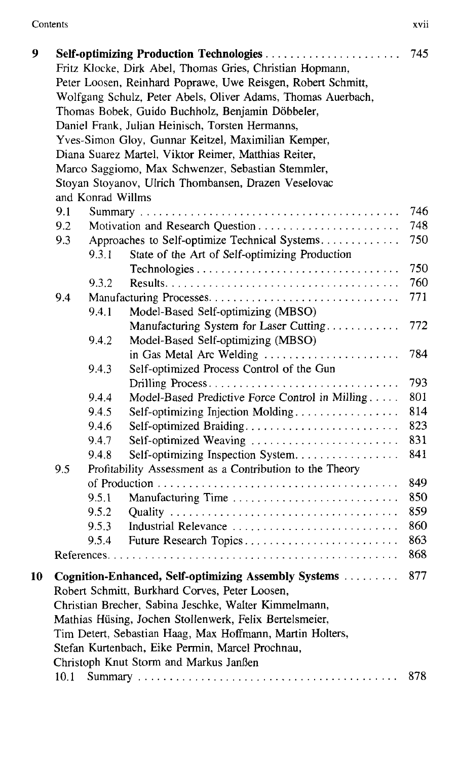**9 Self-optimizing Production Technologies** ..... 745
Fritz Klocke, Dirk Abel, Thomas Gries, Christian Hopmann, Peter Loosen, Reinhard Poprawe, Uwe Reisgen, Robert Schmitt, Wolfgang Schulz, Peter Abels, Oliver Adams, Thomas Auerbach, Thomas Bobek, Guido Buchholz, Benjamin Döbbeler, Daniel Frank, Julian Heinisch, Torsten Hermanns, Yves-Simon Gloy, Gunnar Keitzel, Maximilian Kemper, Diana Suarez Martel, Viktor Reimer, Matthias Reiter, Marco Saggiomo, Max Schwenzer, Sebastian Stemmler, Stoyan Stoyanov, Ulrich Thombansen, Drazen Veselovac and Konrad Willms

- 9.1 Summary ..... 746
- 9.2 Motivation and Research Question ..... 748
- 9.3 Approaches to Self-optimize Technical Systems ..... 750
  - 9.3.1 State of the Art of Self-optimizing Production Technologies ..... 750
  - 9.3.2 Results ..... 760
- 9.4 Manufacturing Processes ..... 771
  - 9.4.1 Model-Based Self-optimizing (MBSO) Manufacturing System for Laser Cutting ..... 772
  - 9.4.2 Model-Based Self-optimizing (MBSO) in Gas Metal Arc Welding ..... 784
  - 9.4.3 Self-optimized Process Control of the Gun Drilling Process ..... 793
  - 9.4.4 Model-Based Predictive Force Control in Milling ..... 801
  - 9.4.5 Self-optimizing Injection Molding ..... 814
  - 9.4.6 Self-optimized Braiding ..... 823
  - 9.4.7 Self-optimized Weaving ..... 831
  - 9.4.8 Self-optimizing Inspection System ..... 841
- 9.5 Profitability Assessment as a Contribution to the Theory of Production ..... 849
  - 9.5.1 Manufacturing Time ..... 850
  - 9.5.2 Quality ..... 859
  - 9.5.3 Industrial Relevance ..... 860
  - 9.5.4 Future Research Topics ..... 863
- References ..... 868

**10 Cognition-Enhanced, Self-optimizing Assembly Systems** ..... 877
Robert Schmitt, Burkhard Corves, Peter Loosen, Christian Brecher, Sabina Jeschke, Walter Kimmelmann, Mathias Hüsing, Jochen Stollenwerk, Felix Bertelsmeier, Tim Detert, Sebastian Haag, Max Hoffmann, Martin Holters, Stefan Kurtenbach, Eike Permin, Marcel Prochnau, Christoph Knut Storm and Markus Janßen

- 10.1 Summary ..... 878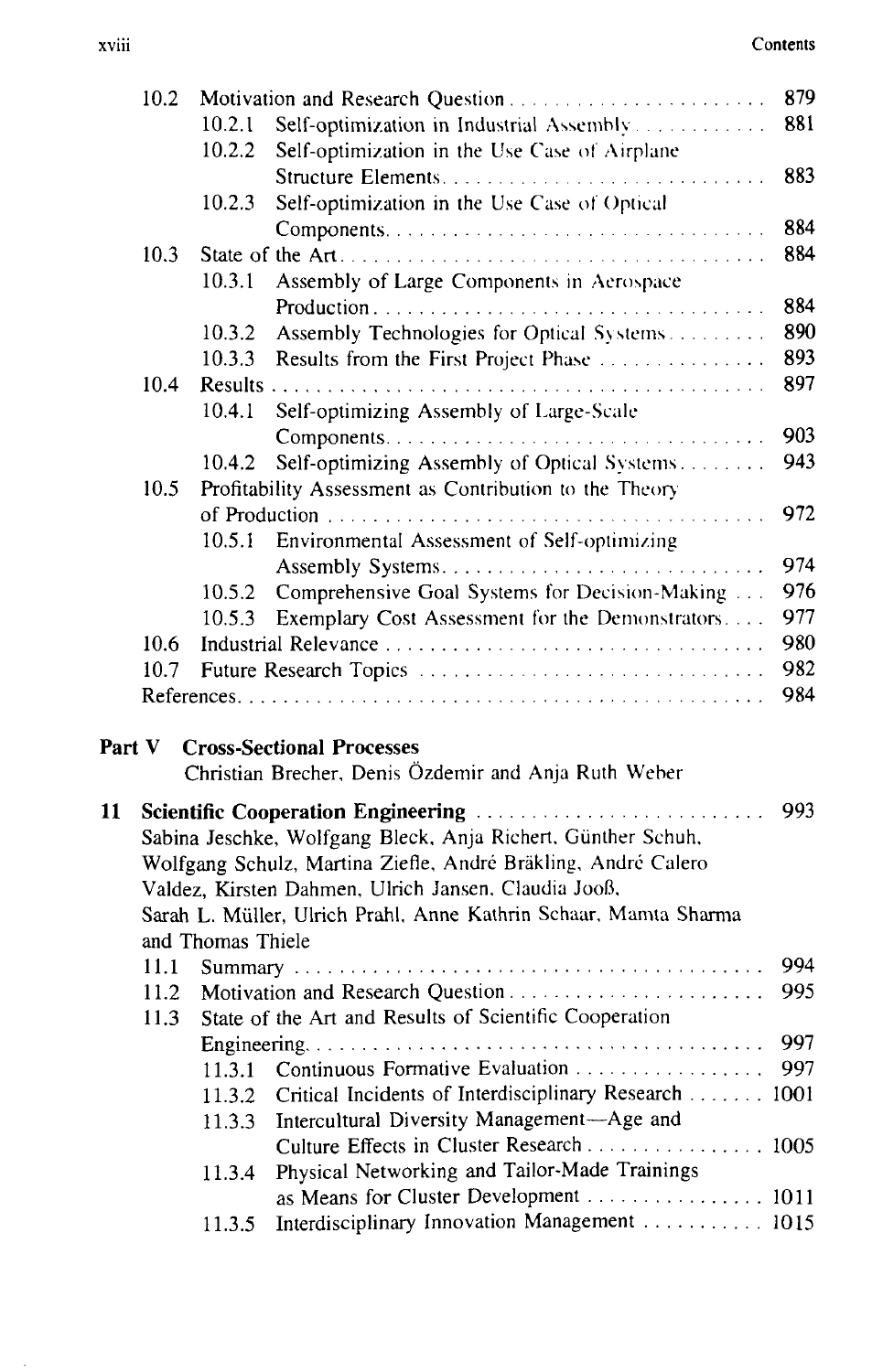10.2 Motivation and Research Question . . . . . . . . . . . . . . . . . . . . . . . . 879
  10.2.1 Self-optimization in Industrial Assembly . . . . . . . . . . . . 881
  10.2.2 Self-optimization in the Use Case of Airplane Structure Elements . . . . . . . . . . . . . . . . . . . . . . . . . . . . . . 883
  10.2.3 Self-optimization in the Use Case of Optical Components . . . . . . . . . . . . . . . . . . . . . . . . . . . . . . . . . . 884
10.3 State of the Art . . . . . . . . . . . . . . . . . . . . . . . . . . . . . . . . . . . . . . . 884
  10.3.1 Assembly of Large Components in Aerospace Production . . . . . . . . . . . . . . . . . . . . . . . . . . . . . . . . . . . . 884
  10.3.2 Assembly Technologies for Optical Systems . . . . . . . . . 890
  10.3.3 Results from the First Project Phase . . . . . . . . . . . . . . . 893
10.4 Results . . . . . . . . . . . . . . . . . . . . . . . . . . . . . . . . . . . . . . . . . . . . . 897
  10.4.1 Self-optimizing Assembly of Large-Scale Components . . . . . . . . . . . . . . . . . . . . . . . . . . . . . . . . . . 903
  10.4.2 Self-optimizing Assembly of Optical Systems . . . . . . . . 943
10.5 Profitability Assessment as Contribution to the Theory of Production . . . . . . . . . . . . . . . . . . . . . . . . . . . . . . . . . . . . . . . . 972
  10.5.1 Environmental Assessment of Self-optimizing Assembly Systems . . . . . . . . . . . . . . . . . . . . . . . . . . . . . 974
  10.5.2 Comprehensive Goal Systems for Decision-Making . . . 976
  10.5.3 Exemplary Cost Assessment for the Demonstrators . . . . 977
10.6 Industrial Relevance . . . . . . . . . . . . . . . . . . . . . . . . . . . . . . . . . . 980
10.7 Future Research Topics . . . . . . . . . . . . . . . . . . . . . . . . . . . . . . . 982
References . . . . . . . . . . . . . . . . . . . . . . . . . . . . . . . . . . . . . . . . . . . . . 984

## Part V Cross-Sectional Processes

Christian Brecher, Denis Özdemir and Anja Ruth Weber

**11 Scientific Cooperation Engineering** . . . . . . . . . . . . . . . . . . . . . . . . . . 993

Sabina Jeschke, Wolfgang Bleck, Anja Richert, Günther Schuh, Wolfgang Schulz, Martina Ziefle, André Bräkling, André Calero Valdez, Kirsten Dahmen, Ulrich Jansen, Claudia Jooß, Sarah L. Müller, Ulrich Prahl, Anne Kathrin Schaar, Mamta Sharma and Thomas Thiele

11.1 Summary . . . . . . . . . . . . . . . . . . . . . . . . . . . . . . . . . . . . . . . . . . . 994
11.2 Motivation and Research Question . . . . . . . . . . . . . . . . . . . . . . . . 995
11.3 State of the Art and Results of Scientific Cooperation Engineering . . . . . . . . . . . . . . . . . . . . . . . . . . . . . . . . . . . . . . . . 997
  11.3.1 Continuous Formative Evaluation . . . . . . . . . . . . . . . . . 997
  11.3.2 Critical Incidents of Interdisciplinary Research . . . . . . . 1001
  11.3.3 Intercultural Diversity Management—Age and Culture Effects in Cluster Research . . . . . . . . . . . . . . . . 1005
  11.3.4 Physical Networking and Tailor-Made Trainings as Means for Cluster Development . . . . . . . . . . . . . . . . 1011
  11.3.5 Interdisciplinary Innovation Management . . . . . . . . . . . 1015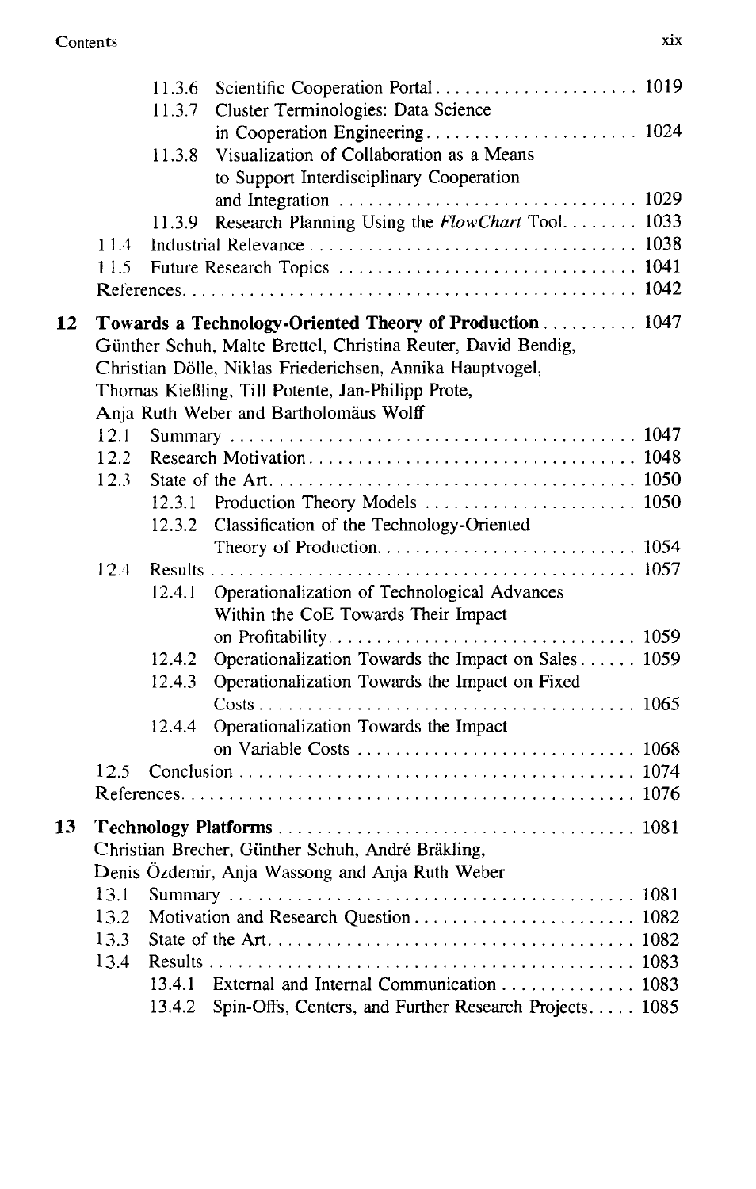11.3.6 Scientific Cooperation Portal . . . . . . . . . . . . . . . . . . . . 1019
11.3.7 Cluster Terminologies: Data Science in Cooperation Engineering . . . . . . . . . . . . . . . . . . . . . 1024
11.3.8 Visualization of Collaboration as a Means to Support Interdisciplinary Cooperation and Integration . . . . . . . . . . . . . . . . . . . . . . . . . . . . . 1029
11.3.9 Research Planning Using the *FlowChart* Tool . . . . . . . . 1033
11.4 Industrial Relevance . . . . . . . . . . . . . . . . . . . . . . . . . . . . . . . . . . 1038
11.5 Future Research Topics . . . . . . . . . . . . . . . . . . . . . . . . . . . . . . . 1041
References . . . . . . . . . . . . . . . . . . . . . . . . . . . . . . . . . . . . . . . . . . . . 1042

**12 Towards a Technology-Oriented Theory of Production . . . . . . . . . . 1047**
Günther Schuh, Malte Brettel, Christina Reuter, David Bendig, Christian Dölle, Niklas Friederichsen, Annika Hauptvogel, Thomas Kießling, Till Potente, Jan-Philipp Prote, Anja Ruth Weber and Bartholomäus Wolff
12.1 Summary . . . . . . . . . . . . . . . . . . . . . . . . . . . . . . . . . . . . . . . . . 1047
12.2 Research Motivation . . . . . . . . . . . . . . . . . . . . . . . . . . . . . . . . . 1048
12.3 State of the Art . . . . . . . . . . . . . . . . . . . . . . . . . . . . . . . . . . . . . 1050
12.3.1 Production Theory Models . . . . . . . . . . . . . . . . . . . . . . 1050
12.3.2 Classification of the Technology-Oriented Theory of Production . . . . . . . . . . . . . . . . . . . . . . . . . . 1054
12.4 Results . . . . . . . . . . . . . . . . . . . . . . . . . . . . . . . . . . . . . . . . . . . 1057
12.4.1 Operationalization of Technological Advances Within the CoE Towards Their Impact on Profitability . . . . . . . . . . . . . . . . . . . . . . . . . . . . . . . 1059
12.4.2 Operationalization Towards the Impact on Sales . . . . . . 1059
12.4.3 Operationalization Towards the Impact on Fixed Costs . . . . . . . . . . . . . . . . . . . . . . . . . . . . . . . . . . . . . . 1065
12.4.4 Operationalization Towards the Impact on Variable Costs . . . . . . . . . . . . . . . . . . . . . . . . . . . . 1068
12.5 Conclusion . . . . . . . . . . . . . . . . . . . . . . . . . . . . . . . . . . . . . . . . 1074
References . . . . . . . . . . . . . . . . . . . . . . . . . . . . . . . . . . . . . . . . . . . . 1076

**13 Technology Platforms . . . . . . . . . . . . . . . . . . . . . . . . . . . . . . . . . . . . 1081**
Christian Brecher, Günther Schuh, André Bräkling, Denis Özdemir, Anja Wassong and Anja Ruth Weber
13.1 Summary . . . . . . . . . . . . . . . . . . . . . . . . . . . . . . . . . . . . . . . . . 1081
13.2 Motivation and Research Question . . . . . . . . . . . . . . . . . . . . . . . 1082
13.3 State of the Art . . . . . . . . . . . . . . . . . . . . . . . . . . . . . . . . . . . . . 1082
13.4 Results . . . . . . . . . . . . . . . . . . . . . . . . . . . . . . . . . . . . . . . . . . . 1083
13.4.1 External and Internal Communication . . . . . . . . . . . . . 1083
13.4.2 Spin-Offs, Centers, and Further Research Projects . . . . . 1085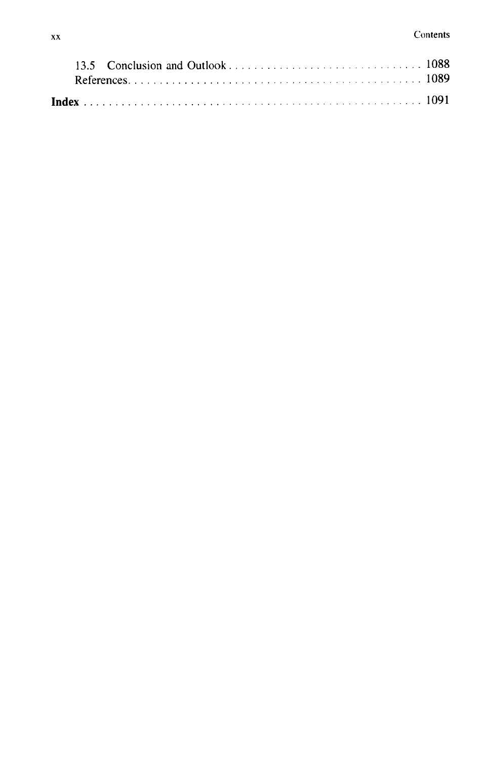13.5 Conclusion and Outlook . . . . . . . . . . . . . . . . . . . . . . . . . . . . . . 1088
References. . . . . . . . . . . . . . . . . . . . . . . . . . . . . . . . . . . . . . . . . . . . 1089

**Index** . . . . . . . . . . . . . . . . . . . . . . . . . . . . . . . . . . . . . . . . . . . . . . . 1091